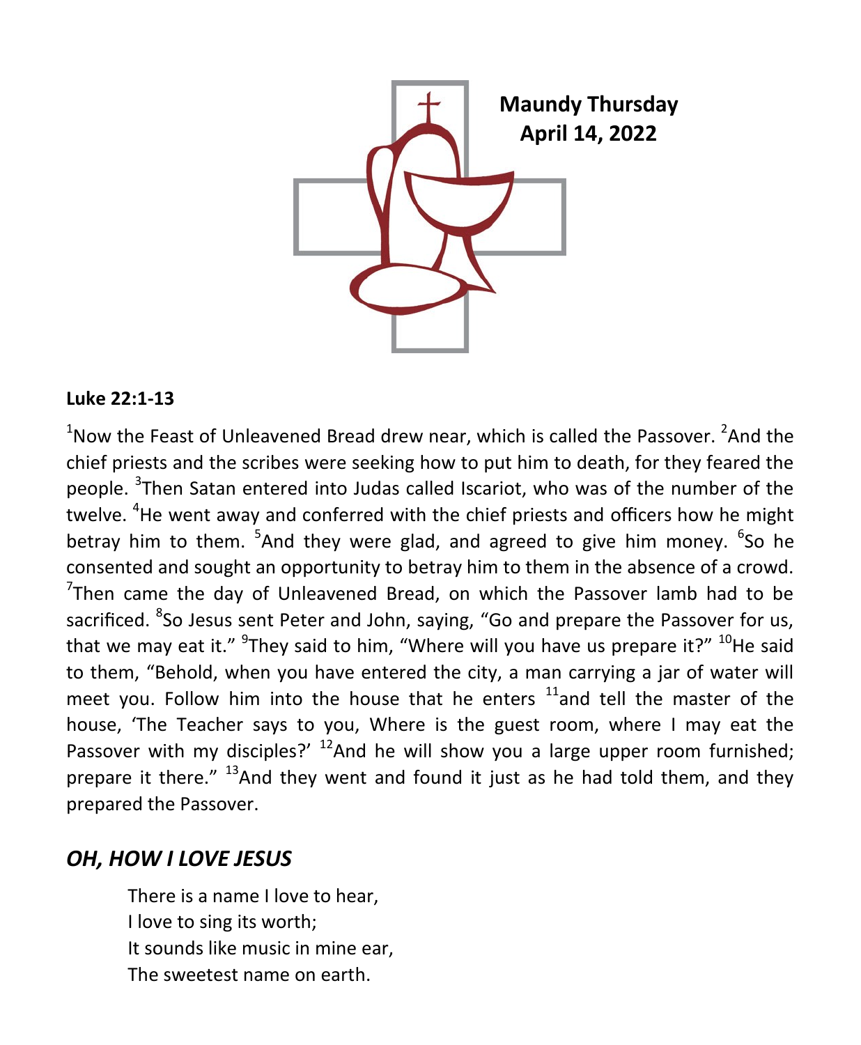**Maundy Thursday**
**April 14, 2022**

**Luke 22:1-13**

[1]Now the Feast of Unleavened Bread drew near, which is called the Passover. [2]And the chief priests and the scribes were seeking how to put him to death, for they feared the people. [3]Then Satan entered into Judas called Iscariot, who was of the number of the twelve. [4]He went away and conferred with the chief priests and officers how he might betray him to them. [5]And they were glad, and agreed to give him money. [6]So he consented and sought an opportunity to betray him to them in the absence of a crowd. [7]Then came the day of Unleavened Bread, on which the Passover lamb had to be sacrificed. [8]So Jesus sent Peter and John, saying, "Go and prepare the Passover for us, that we may eat it." [9]They said to him, "Where will you have us prepare it?" [10]He said to them, "Behold, when you have entered the city, a man carrying a jar of water will meet you. Follow him into the house that he enters [11]and tell the master of the house, 'The Teacher says to you, Where is the guest room, where I may eat the Passover with my disciples?' [12]And he will show you a large upper room furnished; prepare it there." [13]And they went and found it just as he had told them, and they prepared the Passover.

## *OH, HOW I LOVE JESUS*

There is a name I love to hear,
I love to sing its worth;
It sounds like music in mine ear,
The sweetest name on earth.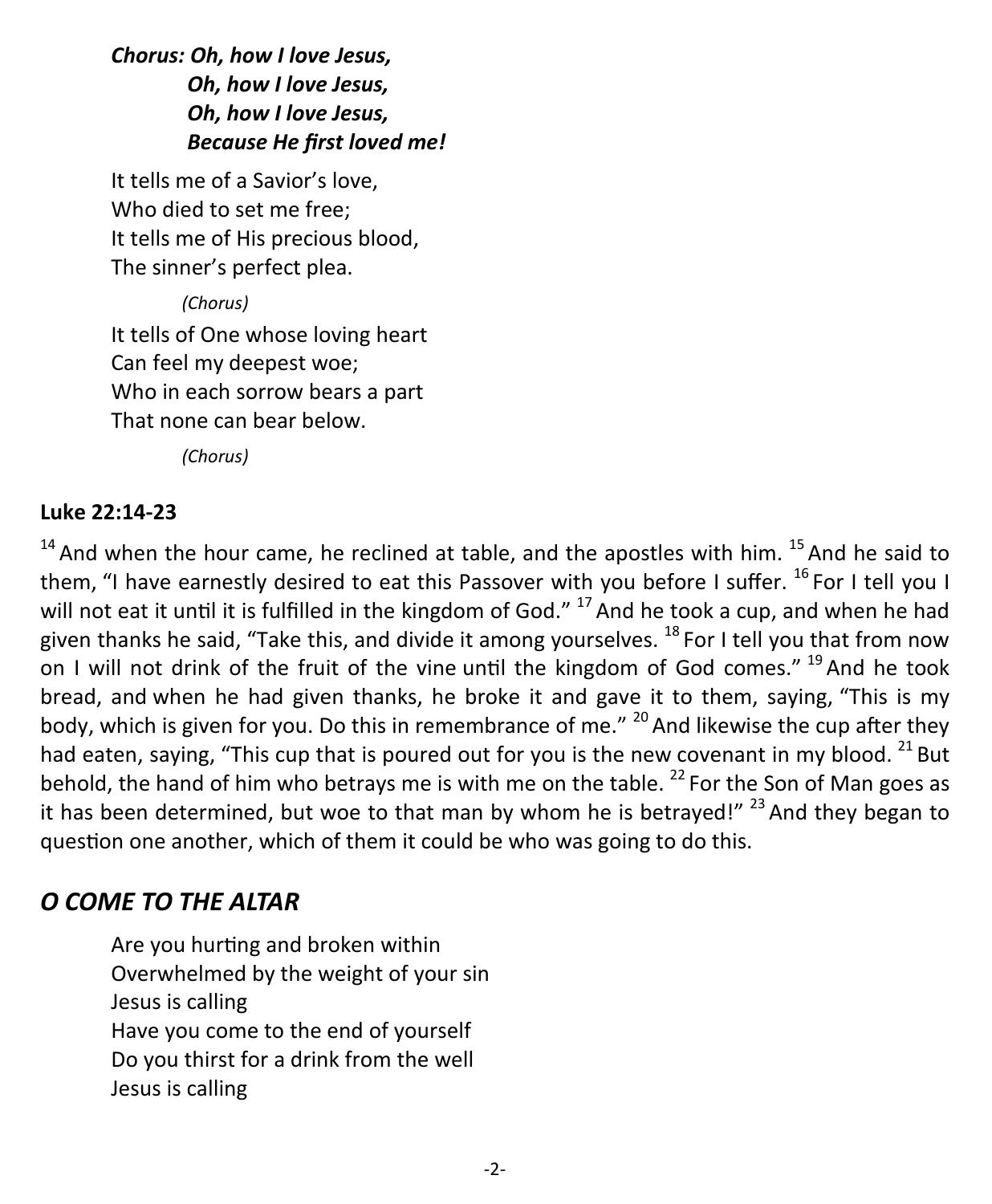***Chorus: Oh, how I love Jesus,***
***Oh, how I love Jesus,***
***Oh, how I love Jesus,***
***Because He first loved me!***

It tells me of a Savior's love,
Who died to set me free;
It tells me of His precious blood,
The sinner's perfect plea.

*(Chorus)*

It tells of One whose loving heart
Can feel my deepest woe;
Who in each sorrow bears a part
That none can bear below.

*(Chorus)*

**Luke 22:14-23**

[14] And when the hour came, he reclined at table, and the apostles with him. [15] And he said to them, "I have earnestly desired to eat this Passover with you before I suffer. [16] For I tell you I will not eat it until it is fulfilled in the kingdom of God." [17] And he took a cup, and when he had given thanks he said, "Take this, and divide it among yourselves. [18] For I tell you that from now on I will not drink of the fruit of the vine until the kingdom of God comes." [19] And he took bread, and when he had given thanks, he broke it and gave it to them, saying, "This is my body, which is given for you. Do this in remembrance of me." [20] And likewise the cup after they had eaten, saying, "This cup that is poured out for you is the new covenant in my blood. [21] But behold, the hand of him who betrays me is with me on the table. [22] For the Son of Man goes as it has been determined, but woe to that man by whom he is betrayed!" [23] And they began to question one another, which of them it could be who was going to do this.

## *O COME TO THE ALTAR*

Are you hurting and broken within
Overwhelmed by the weight of your sin
Jesus is calling
Have you come to the end of yourself
Do you thirst for a drink from the well
Jesus is calling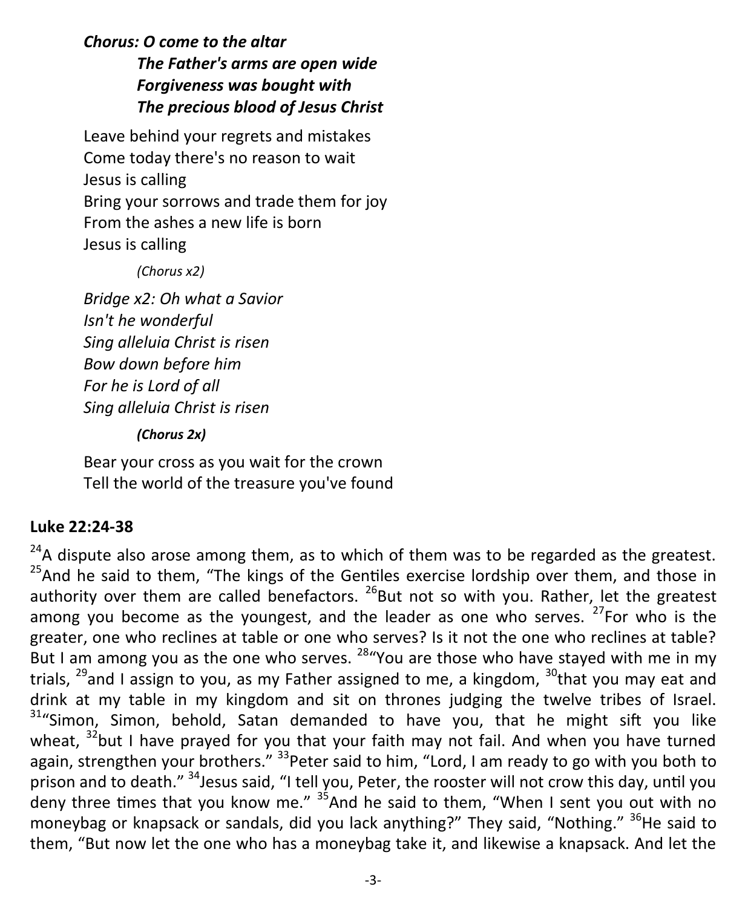***Chorus: O come to the altar***
***The Father's arms are open wide***
***Forgiveness was bought with***
***The precious blood of Jesus Christ***

Leave behind your regrets and mistakes
Come today there's no reason to wait
Jesus is calling
Bring your sorrows and trade them for joy
From the ashes a new life is born
Jesus is calling

*(Chorus x2)*

*Bridge x2: Oh what a Savior*
*Isn't he wonderful*
*Sing alleluia Christ is risen*
*Bow down before him*
*For he is Lord of all*
*Sing alleluia Christ is risen*

***(Chorus 2x)***

Bear your cross as you wait for the crown
Tell the world of the treasure you've found

**Luke 22:24-38**

[24]A dispute also arose among them, as to which of them was to be regarded as the greatest. [25]And he said to them, "The kings of the Gentiles exercise lordship over them, and those in authority over them are called benefactors. [26]But not so with you. Rather, let the greatest among you become as the youngest, and the leader as one who serves. [27]For who is the greater, one who reclines at table or one who serves? Is it not the one who reclines at table? But I am among you as the one who serves. [28]"You are those who have stayed with me in my trials, [29]and I assign to you, as my Father assigned to me, a kingdom, [30]that you may eat and drink at my table in my kingdom and sit on thrones judging the twelve tribes of Israel. [31]"Simon, Simon, behold, Satan demanded to have you, that he might sift you like wheat, [32]but I have prayed for you that your faith may not fail. And when you have turned again, strengthen your brothers." [33]Peter said to him, "Lord, I am ready to go with you both to prison and to death." [34]Jesus said, "I tell you, Peter, the rooster will not crow this day, until you deny three times that you know me." [35]And he said to them, "When I sent you out with no moneybag or knapsack or sandals, did you lack anything?" They said, "Nothing." [36]He said to them, "But now let the one who has a moneybag take it, and likewise a knapsack. And let the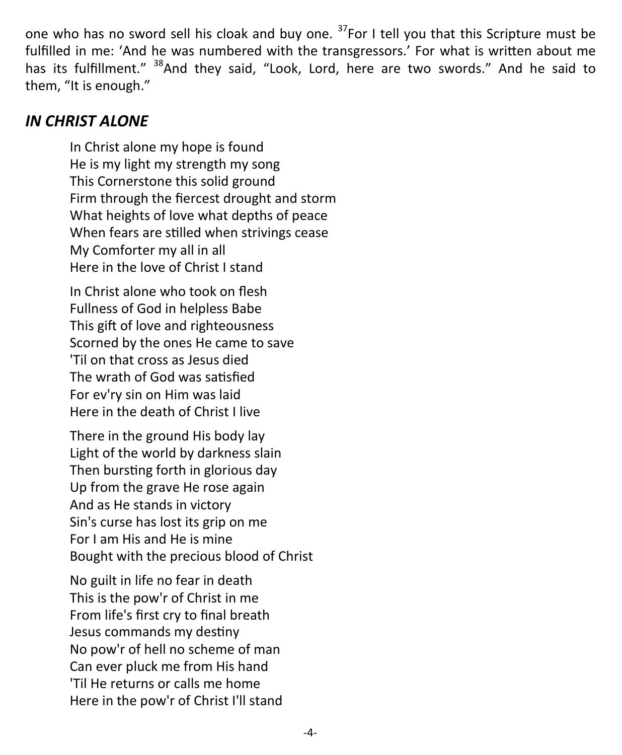one who has no sword sell his cloak and buy one. [37]For I tell you that this Scripture must be fulfilled in me: 'And he was numbered with the transgressors.' For what is written about me has its fulfillment." [38]And they said, "Look, Lord, here are two swords." And he said to them, "It is enough."

## *IN CHRIST ALONE*

In Christ alone my hope is found
He is my light my strength my song
This Cornerstone this solid ground
Firm through the fiercest drought and storm
What heights of love what depths of peace
When fears are stilled when strivings cease
My Comforter my all in all
Here in the love of Christ I stand

In Christ alone who took on flesh
Fullness of God in helpless Babe
This gift of love and righteousness
Scorned by the ones He came to save
'Til on that cross as Jesus died
The wrath of God was satisfied
For ev'ry sin on Him was laid
Here in the death of Christ I live

There in the ground His body lay
Light of the world by darkness slain
Then bursting forth in glorious day
Up from the grave He rose again
And as He stands in victory
Sin's curse has lost its grip on me
For I am His and He is mine
Bought with the precious blood of Christ

No guilt in life no fear in death
This is the pow'r of Christ in me
From life's first cry to final breath
Jesus commands my destiny
No pow'r of hell no scheme of man
Can ever pluck me from His hand
'Til He returns or calls me home
Here in the pow'r of Christ I'll stand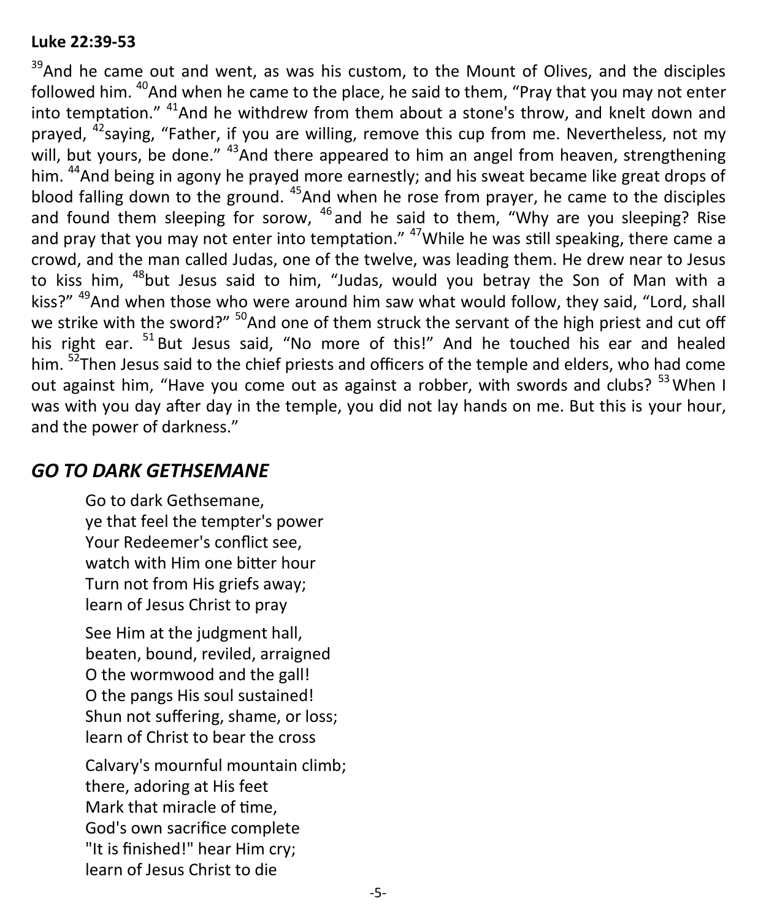**Luke 22:39-53**

[39]And he came out and went, as was his custom, to the Mount of Olives, and the disciples followed him. [40]And when he came to the place, he said to them, “Pray that you may not enter into temptation.” [41]And he withdrew from them about a stone's throw, and knelt down and prayed, [42]saying, “Father, if you are willing, remove this cup from me. Nevertheless, not my will, but yours, be done.” [43]And there appeared to him an angel from heaven, strengthening him. [44]And being in agony he prayed more earnestly; and his sweat became like great drops of blood falling down to the ground. [45]And when he rose from prayer, he came to the disciples and found them sleeping for sorow, [46] and he said to them, “Why are you sleeping? Rise and pray that you may not enter into temptation.” [47]While he was still speaking, there came a crowd, and the man called Judas, one of the twelve, was leading them. He drew near to Jesus to kiss him, [48]but Jesus said to him, “Judas, would you betray the Son of Man with a kiss?” [49]And when those who were around him saw what would follow, they said, “Lord, shall we strike with the sword?” [50]And one of them struck the servant of the high priest and cut off his right ear. [51] But Jesus said, “No more of this!” And he touched his ear and healed him. [52]Then Jesus said to the chief priests and officers of the temple and elders, who had come out against him, “Have you come out as against a robber, with swords and clubs? [53] When I was with you day after day in the temple, you did not lay hands on me. But this is your hour, and the power of darkness.”

## *GO TO DARK GETHSEMANE*

Go to dark Gethsemane,
ye that feel the tempter's power
Your Redeemer's conflict see,
watch with Him one bitter hour
Turn not from His griefs away;
learn of Jesus Christ to pray

See Him at the judgment hall,
beaten, bound, reviled, arraigned
O the wormwood and the gall!
O the pangs His soul sustained!
Shun not suffering, shame, or loss;
learn of Christ to bear the cross

Calvary's mournful mountain climb;
there, adoring at His feet
Mark that miracle of time,
God's own sacrifice complete
"It is finished!" hear Him cry;
learn of Jesus Christ to die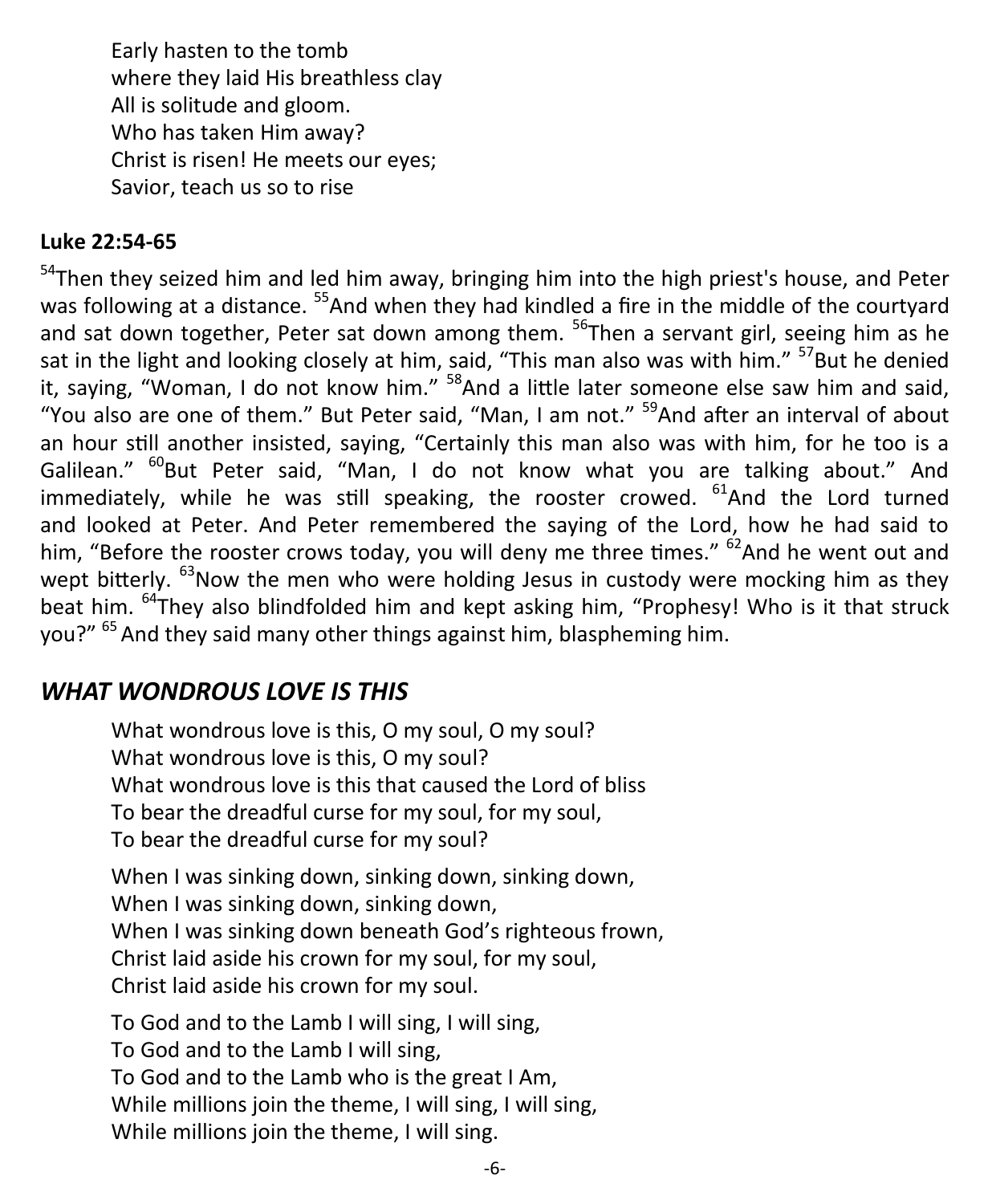Early hasten to the tomb  
where they laid His breathless clay  
All is solitude and gloom.  
Who has taken Him away?  
Christ is risen! He meets our eyes;  
Savior, teach us so to rise

**Luke 22:54-65**

[54]Then they seized him and led him away, bringing him into the high priest's house, and Peter was following at a distance. [55]And when they had kindled a fire in the middle of the courtyard and sat down together, Peter sat down among them. [56]Then a servant girl, seeing him as he sat in the light and looking closely at him, said, "This man also was with him." [57]But he denied it, saying, "Woman, I do not know him." [58]And a little later someone else saw him and said, "You also are one of them." But Peter said, "Man, I am not." [59]And after an interval of about an hour still another insisted, saying, "Certainly this man also was with him, for he too is a Galilean." [60]But Peter said, "Man, I do not know what you are talking about." And immediately, while he was still speaking, the rooster crowed. [61]And the Lord turned and looked at Peter. And Peter remembered the saying of the Lord, how he had said to him, "Before the rooster crows today, you will deny me three times." [62]And he went out and wept bitterly. [63]Now the men who were holding Jesus in custody were mocking him as they beat him. [64]They also blindfolded him and kept asking him, "Prophesy! Who is it that struck you?" [65] And they said many other things against him, blaspheming him.

## *WHAT WONDROUS LOVE IS THIS*

What wondrous love is this, O my soul, O my soul?  
What wondrous love is this, O my soul?  
What wondrous love is this that caused the Lord of bliss  
To bear the dreadful curse for my soul, for my soul,  
To bear the dreadful curse for my soul?

When I was sinking down, sinking down, sinking down,  
When I was sinking down, sinking down,  
When I was sinking down beneath God's righteous frown,  
Christ laid aside his crown for my soul, for my soul,  
Christ laid aside his crown for my soul.

To God and to the Lamb I will sing, I will sing,  
To God and to the Lamb I will sing,  
To God and to the Lamb who is the great I Am,  
While millions join the theme, I will sing, I will sing,  
While millions join the theme, I will sing.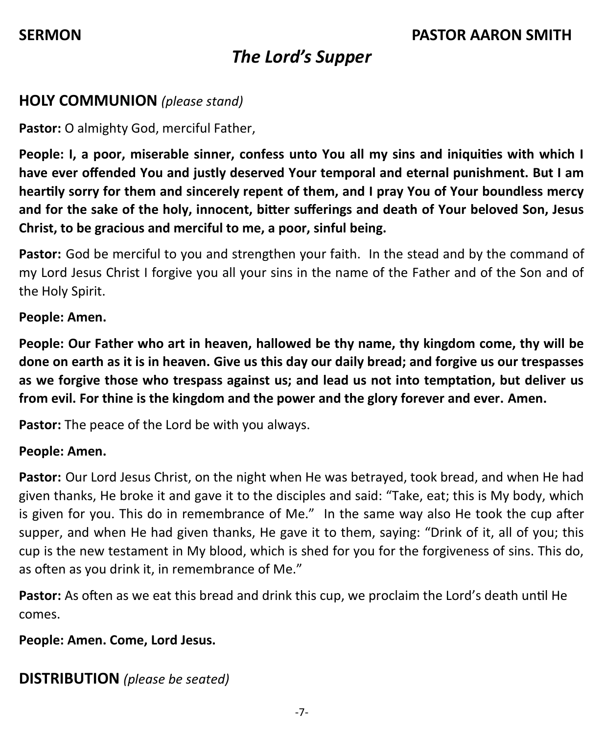**SERMON** **PASTOR AARON SMITH**

## *The Lord's Supper*

## HOLY COMMUNION *(please stand)*

**Pastor:** O almighty God, merciful Father,

**People: I, a poor, miserable sinner, confess unto You all my sins and iniquities with which I have ever offended You and justly deserved Your temporal and eternal punishment. But I am heartily sorry for them and sincerely repent of them, and I pray You of Your boundless mercy and for the sake of the holy, innocent, bitter sufferings and death of Your beloved Son, Jesus Christ, to be gracious and merciful to me, a poor, sinful being.**

**Pastor:** God be merciful to you and strengthen your faith. In the stead and by the command of my Lord Jesus Christ I forgive you all your sins in the name of the Father and of the Son and of the Holy Spirit.

**People: Amen.**

**People: Our Father who art in heaven, hallowed be thy name, thy kingdom come, thy will be done on earth as it is in heaven. Give us this day our daily bread; and forgive us our trespasses as we forgive those who trespass against us; and lead us not into temptation, but deliver us from evil. For thine is the kingdom and the power and the glory forever and ever. Amen.**

**Pastor:** The peace of the Lord be with you always.

**People: Amen.**

**Pastor:** Our Lord Jesus Christ, on the night when He was betrayed, took bread, and when He had given thanks, He broke it and gave it to the disciples and said: "Take, eat; this is My body, which is given for you. This do in remembrance of Me." In the same way also He took the cup after supper, and when He had given thanks, He gave it to them, saying: "Drink of it, all of you; this cup is the new testament in My blood, which is shed for you for the forgiveness of sins. This do, as often as you drink it, in remembrance of Me."

**Pastor:** As often as we eat this bread and drink this cup, we proclaim the Lord's death until He comes.

**People: Amen. Come, Lord Jesus.**

## DISTRIBUTION *(please be seated)*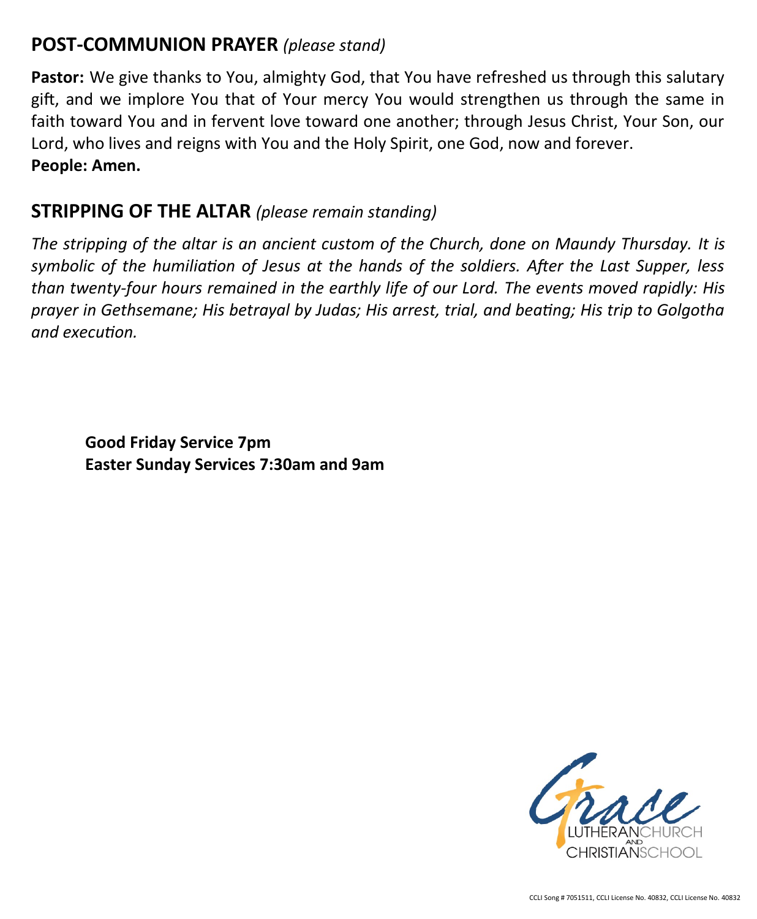## POST-COMMUNION PRAYER *(please stand)*

**Pastor:** We give thanks to You, almighty God, that You have refreshed us through this salutary gift, and we implore You that of Your mercy You would strengthen us through the same in faith toward You and in fervent love toward one another; through Jesus Christ, Your Son, our Lord, who lives and reigns with You and the Holy Spirit, one God, now and forever.
**People: Amen.**

## STRIPPING OF THE ALTAR *(please remain standing)*

*The stripping of the altar is an ancient custom of the Church, done on Maundy Thursday. It is symbolic of the humiliation of Jesus at the hands of the soldiers. After the Last Supper, less than twenty-four hours remained in the earthly life of our Lord. The events moved rapidly: His prayer in Gethsemane; His betrayal by Judas; His arrest, trial, and beating; His trip to Golgotha and execution.*

**Good Friday Service 7pm**
**Easter Sunday Services 7:30am and 9am**

Grace
LUTHERAN CHURCH
AND
CHRISTIAN SCHOOL

CCLI Song # 7051511, CCLI License No. 40832, CCLI License No. 40832